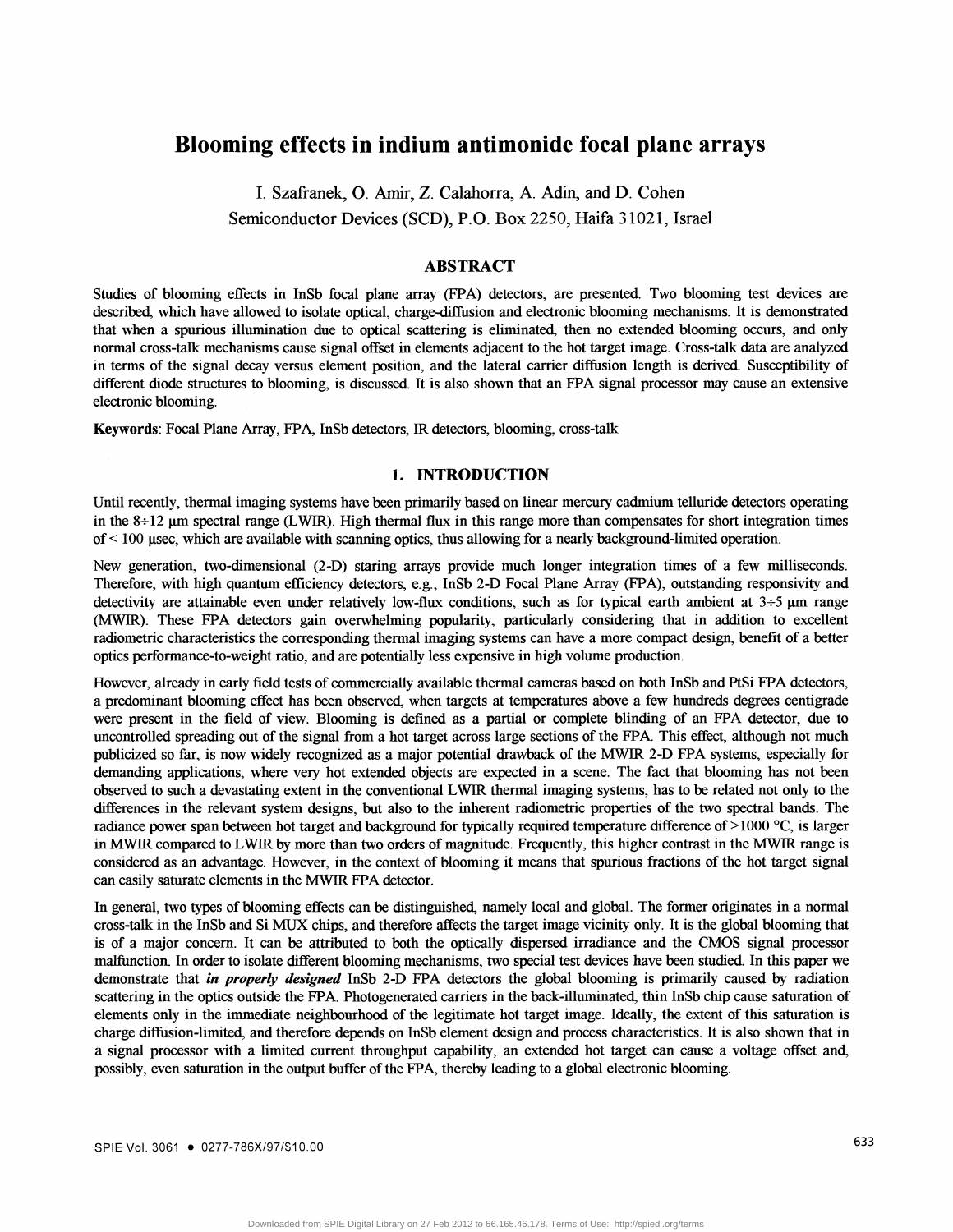# Blooming effects in indium antimonide focal plane arrays

I. Szafranek, O. Amir, Z. Calahorra, A. Adin, and D. Cohen
Semiconductor Devices (SCD), P.O. Box 2250, Haifa 31021, Israel

## ABSTRACT

Studies of blooming effects in InSb focal plane array (FPA) detectors, are presented. Two blooming test devices are described, which have allowed to isolate optical, charge-diffusion and electronic blooming mechanisms. It is demonstrated that when a spurious illumination due to optical scattering is eliminated, then no extended blooming occurs, and only normal cross-talk mechanisms cause signal offset in elements adjacent to the hot target image. Cross-talk data are analyzed in terms of the signal decay versus element position, and the lateral carrier diffusion length is derived. Susceptibility of different diode structures to blooming, is discussed. It is also shown that an FPA signal processor may cause an extensive electronic blooming.

**Keywords**: Focal Plane Array, FPA, InSb detectors, IR detectors, blooming, cross-talk

## 1. INTRODUCTION

Until recently, thermal imaging systems have been primarily based on linear mercury cadmium telluride detectors operating in the 8÷12 μm spectral range (LWIR). High thermal flux in this range more than compensates for short integration times of < 100 μsec, which are available with scanning optics, thus allowing for a nearly background-limited operation.

New generation, two-dimensional (2-D) staring arrays provide much longer integration times of a few milliseconds. Therefore, with high quantum efficiency detectors, e.g., InSb 2-D Focal Plane Array (FPA), outstanding responsivity and detectivity are attainable even under relatively low-flux conditions, such as for typical earth ambient at 3÷5 μm range (MWIR). These FPA detectors gain overwhelming popularity, particularly considering that in addition to excellent radiometric characteristics the corresponding thermal imaging systems can have a more compact design, benefit of a better optics performance-to-weight ratio, and are potentially less expensive in high volume production.

However, already in early field tests of commercially available thermal cameras based on both InSb and PtSi FPA detectors, a predominant blooming effect has been observed, when targets at temperatures above a few hundreds degrees centigrade were present in the field of view. Blooming is defined as a partial or complete blinding of an FPA detector, due to uncontrolled spreading out of the signal from a hot target across large sections of the FPA. This effect, although not much publicized so far, is now widely recognized as a major potential drawback of the MWIR 2-D FPA systems, especially for demanding applications, where very hot extended objects are expected in a scene. The fact that blooming has not been observed to such a devastating extent in the conventional LWIR thermal imaging systems, has to be related not only to the differences in the relevant system designs, but also to the inherent radiometric properties of the two spectral bands. The radiance power span between hot target and background for typically required temperature difference of >1000 °C, is larger in MWIR compared to LWIR by more than two orders of magnitude. Frequently, this higher contrast in the MWIR range is considered as an advantage. However, in the context of blooming it means that spurious fractions of the hot target signal can easily saturate elements in the MWIR FPA detector.

In general, two types of blooming effects can be distinguished, namely local and global. The former originates in a normal cross-talk in the InSb and Si MUX chips, and therefore affects the target image vicinity only. It is the global blooming that is of a major concern. It can be attributed to both the optically dispersed irradiance and the CMOS signal processor malfunction. In order to isolate different blooming mechanisms, two special test devices have been studied. In this paper we demonstrate that ***in properly designed*** InSb 2-D FPA detectors the global blooming is primarily caused by radiation scattering in the optics outside the FPA. Photogenerated carriers in the back-illuminated, thin InSb chip cause saturation of elements only in the immediate neighbourhood of the legitimate hot target image. Ideally, the extent of this saturation is charge diffusion-limited, and therefore depends on InSb element design and process characteristics. It is also shown that in a signal processor with a limited current throughput capability, an extended hot target can cause a voltage offset and, possibly, even saturation in the output buffer of the FPA, thereby leading to a global electronic blooming.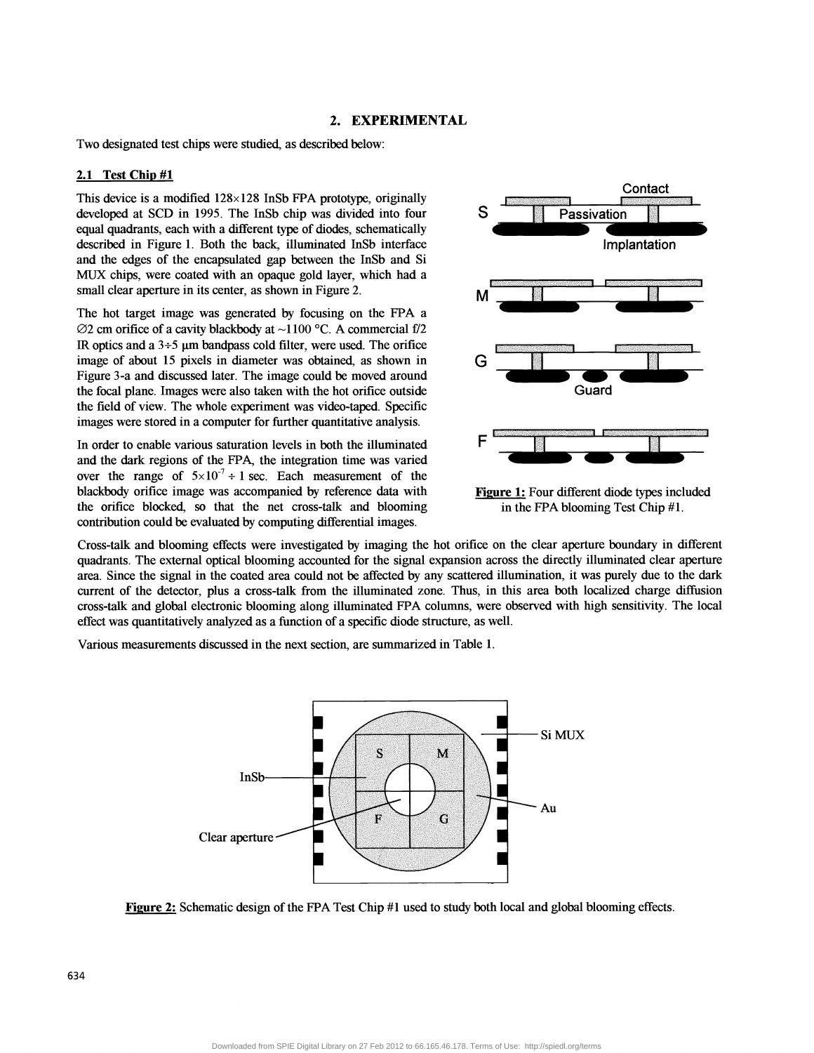## 2. EXPERIMENTAL

Two designated test chips were studied, as described below:

### 2.1 Test Chip #1

This device is a modified 128×128 InSb FPA prototype, originally developed at SCD in 1995. The InSb chip was divided into four equal quadrants, each with a different type of diodes, schematically described in Figure 1. Both the back, illuminated InSb interface and the edges of the encapsulated gap between the InSb and Si MUX chips, were coated with an opaque gold layer, which had a small clear aperture in its center, as shown in Figure 2.

The hot target image was generated by focusing on the FPA a ∅2 cm orifice of a cavity blackbody at ~1100 °C. A commercial f/2 IR optics and a 3÷5 μm bandpass cold filter, were used. The orifice image of about 15 pixels in diameter was obtained, as shown in Figure 3-a and discussed later. The image could be moved around the focal plane. Images were also taken with the hot orifice outside the field of view. The whole experiment was video-taped. Specific images were stored in a computer for further quantitative analysis.

In order to enable various saturation levels in both the illuminated and the dark regions of the FPA, the integration time was varied over the range of $5\times10^{-7} \div 1$ sec. Each measurement of the blackbody orifice image was accompanied by reference data with the orifice blocked, so that the net cross-talk and blooming contribution could be evaluated by computing differential images.

**Figure 1:** Four different diode types included in the FPA blooming Test Chip #1.

Cross-talk and blooming effects were investigated by imaging the hot orifice on the clear aperture boundary in different quadrants. The external optical blooming accounted for the signal expansion across the directly illuminated clear aperture area. Since the signal in the coated area could not be affected by any scattered illumination, it was purely due to the dark current of the detector, plus a cross-talk from the illuminated zone. Thus, in this area both localized charge diffusion cross-talk and global electronic blooming along illuminated FPA columns, were observed with high sensitivity. The local effect was quantitatively analyzed as a function of a specific diode structure, as well.

Various measurements discussed in the next section, are summarized in Table 1.

**Figure 2:** Schematic design of the FPA Test Chip #1 used to study both local and global blooming effects.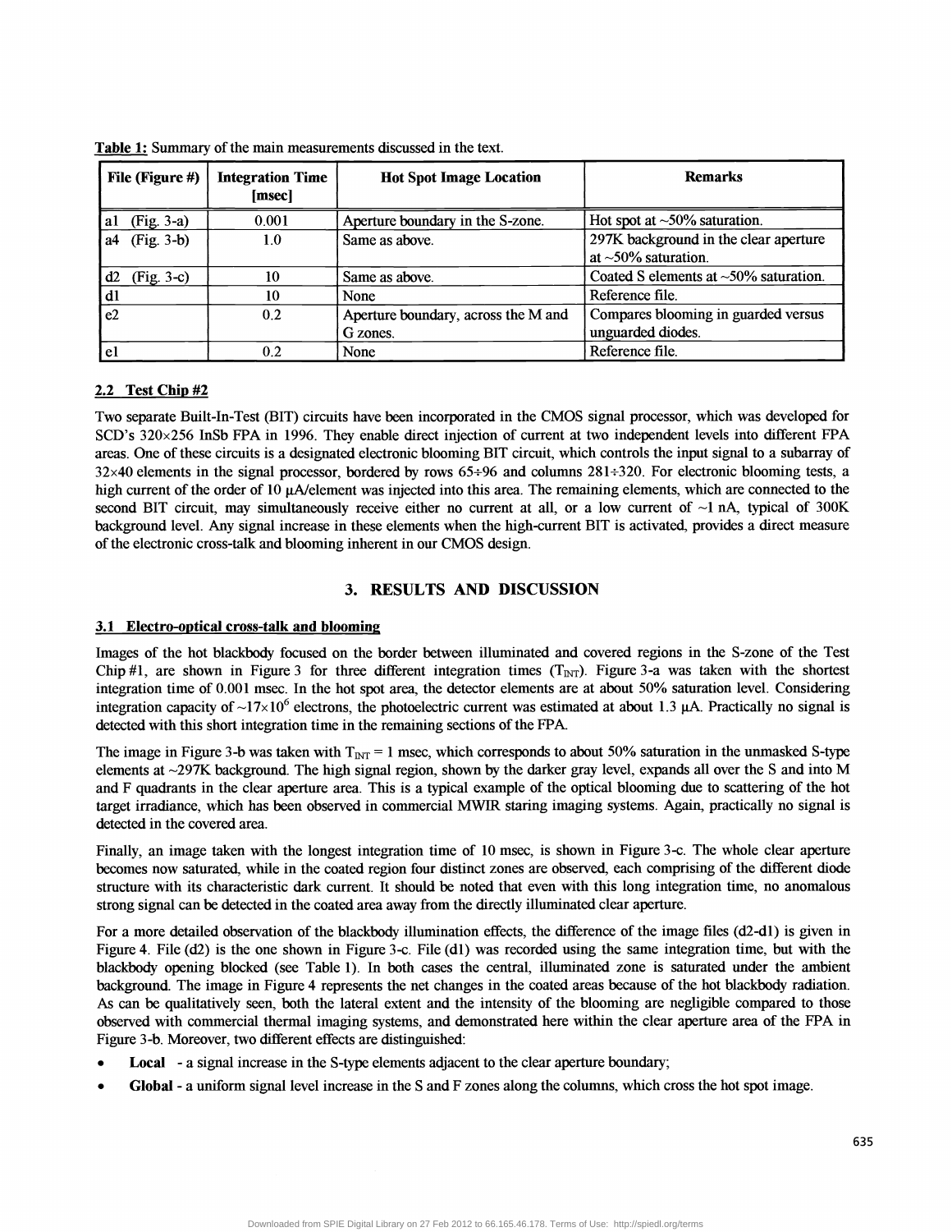**Table 1:** Summary of the main measurements discussed in the text.

| File (Figure #) | Integration Time [msec] | Hot Spot Image Location | Remarks |
|---|---|---|---|
| a1 (Fig. 3-a) | 0.001 | Aperture boundary in the S-zone. | Hot spot at ~50% saturation. |
| a4 (Fig. 3-b) | 1.0 | Same as above. | 297K background in the clear aperture at ~50% saturation. |
| d2 (Fig. 3-c) | 10 | Same as above. | Coated S elements at ~50% saturation. |
| d1 | 10 | None | Reference file. |
| e2 | 0.2 | Aperture boundary, across the M and G zones. | Compares blooming in guarded versus unguarded diodes. |
| e1 | 0.2 | None | Reference file. |

### 2.2 Test Chip #2

Two separate Built-In-Test (BIT) circuits have been incorporated in the CMOS signal processor, which was developed for SCD's 320×256 InSb FPA in 1996. They enable direct injection of current at two independent levels into different FPA areas. One of these circuits is a designated electronic blooming BIT circuit, which controls the input signal to a subarray of 32×40 elements in the signal processor, bordered by rows 65÷96 and columns 281÷320. For electronic blooming tests, a high current of the order of 10 μA/element was injected into this area. The remaining elements, which are connected to the second BIT circuit, may simultaneously receive either no current at all, or a low current of ~1 nA, typical of 300K background level. Any signal increase in these elements when the high-current BIT is activated, provides a direct measure of the electronic cross-talk and blooming inherent in our CMOS design.

## 3. RESULTS AND DISCUSSION

### 3.1 Electro-optical cross-talk and blooming

Images of the hot blackbody focused on the border between illuminated and covered regions in the S-zone of the Test Chip #1, are shown in Figure 3 for three different integration times ($T_{INT}$). Figure 3-a was taken with the shortest integration time of 0.001 msec. In the hot spot area, the detector elements are at about 50% saturation level. Considering integration capacity of $\sim 17\times10^6$ electrons, the photoelectric current was estimated at about 1.3 μA. Practically no signal is detected with this short integration time in the remaining sections of the FPA.

The image in Figure 3-b was taken with $T_{INT}$ = 1 msec, which corresponds to about 50% saturation in the unmasked S-type elements at ~297K background. The high signal region, shown by the darker gray level, expands all over the S and into M and F quadrants in the clear aperture area. This is a typical example of the optical blooming due to scattering of the hot target irradiance, which has been observed in commercial MWIR staring imaging systems. Again, practically no signal is detected in the covered area.

Finally, an image taken with the longest integration time of 10 msec, is shown in Figure 3-c. The whole clear aperture becomes now saturated, while in the coated region four distinct zones are observed, each comprising of the different diode structure with its characteristic dark current. It should be noted that even with this long integration time, no anomalous strong signal can be detected in the coated area away from the directly illuminated clear aperture.

For a more detailed observation of the blackbody illumination effects, the difference of the image files (d2-d1) is given in Figure 4. File (d2) is the one shown in Figure 3-c. File (d1) was recorded using the same integration time, but with the blackbody opening blocked (see Table 1). In both cases the central, illuminated zone is saturated under the ambient background. The image in Figure 4 represents the net changes in the coated areas because of the hot blackbody radiation. As can be qualitatively seen, both the lateral extent and the intensity of the blooming are negligible compared to those observed with commercial thermal imaging systems, and demonstrated here within the clear aperture area of the FPA in Figure 3-b. Moreover, two different effects are distinguished:

- **Local** - a signal increase in the S-type elements adjacent to the clear aperture boundary;
- **Global** - a uniform signal level increase in the S and F zones along the columns, which cross the hot spot image.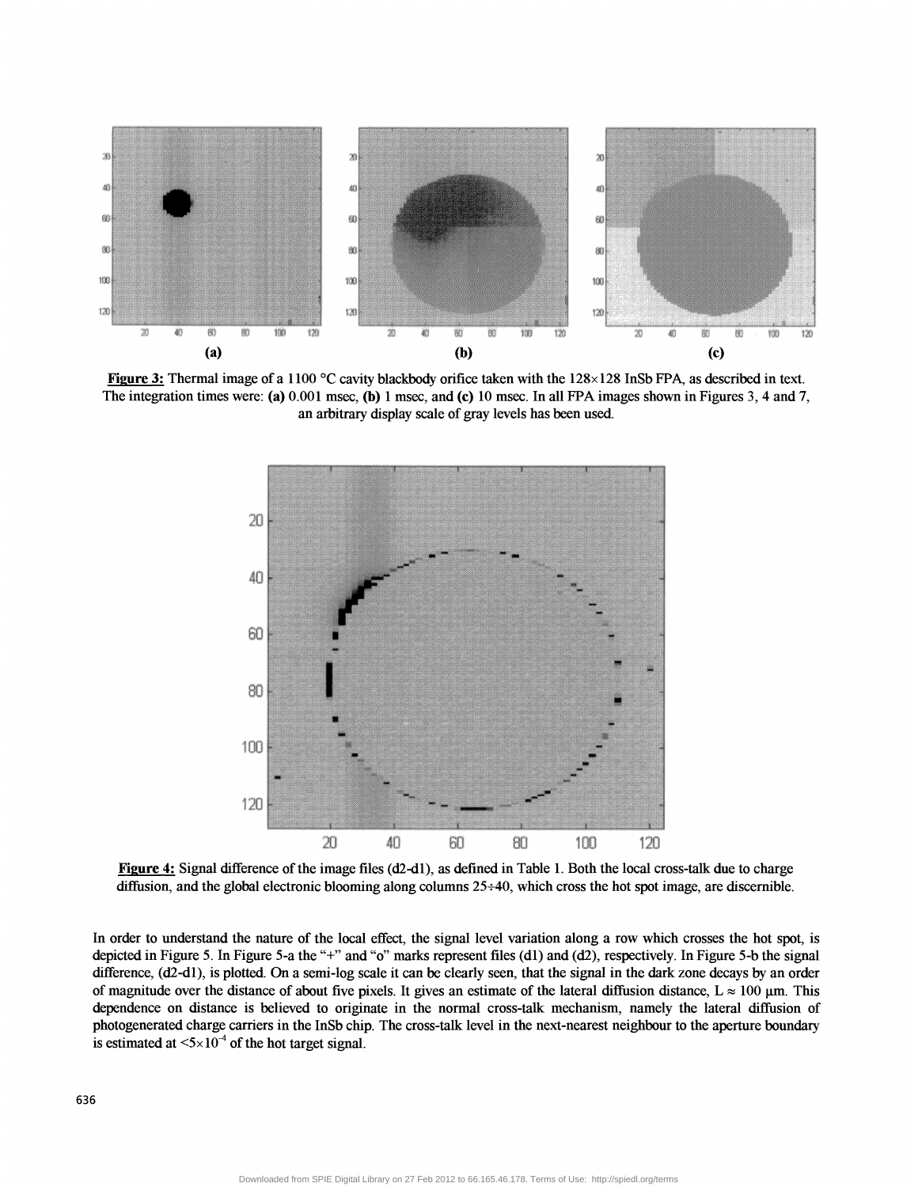**Figure 3:** Thermal image of a 1100 °C cavity blackbody orifice taken with the 128×128 InSb FPA, as described in text. The integration times were: **(a)** 0.001 msec, **(b)** 1 msec, and **(c)** 10 msec. In all FPA images shown in Figures 3, 4 and 7, an arbitrary display scale of gray levels has been used.

**Figure 4:** Signal difference of the image files (d2-d1), as defined in Table 1. Both the local cross-talk due to charge diffusion, and the global electronic blooming along columns 25÷40, which cross the hot spot image, are discernible.

In order to understand the nature of the local effect, the signal level variation along a row which crosses the hot spot, is depicted in Figure 5. In Figure 5-a the "+" and "o" marks represent files (d1) and (d2), respectively. In Figure 5-b the signal difference, (d2-d1), is plotted. On a semi-log scale it can be clearly seen, that the signal in the dark zone decays by an order of magnitude over the distance of about five pixels. It gives an estimate of the lateral diffusion distance, $L \approx 100$ μm. This dependence on distance is believed to originate in the normal cross-talk mechanism, namely the lateral diffusion of photogenerated charge carriers in the InSb chip. The cross-talk level in the next-nearest neighbour to the aperture boundary is estimated at $<5\times10^{-4}$ of the hot target signal.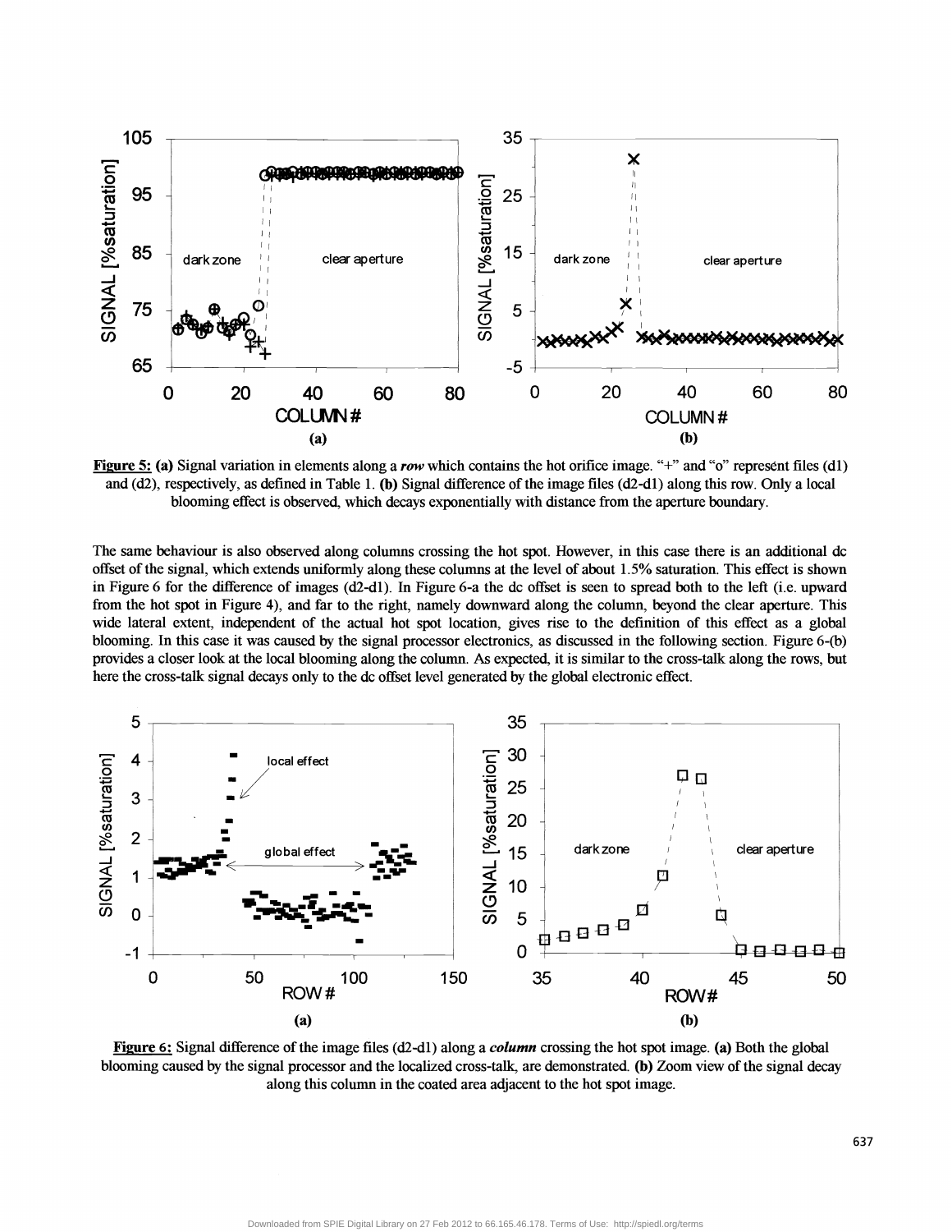**Figure 5:** **(a)** Signal variation in elements along a ***row*** which contains the hot orifice image. "+" and "o" represent files (d1) and (d2), respectively, as defined in Table 1. **(b)** Signal difference of the image files (d2-d1) along this row. Only a local blooming effect is observed, which decays exponentially with distance from the aperture boundary.

The same behaviour is also observed along columns crossing the hot spot. However, in this case there is an additional dc offset of the signal, which extends uniformly along these columns at the level of about 1.5% saturation. This effect is shown in Figure 6 for the difference of images (d2-d1). In Figure 6-a the dc offset is seen to spread both to the left (i.e. upward from the hot spot in Figure 4), and far to the right, namely downward along the column, beyond the clear aperture. This wide lateral extent, independent of the actual hot spot location, gives rise to the definition of this effect as a global blooming. In this case it was caused by the signal processor electronics, as discussed in the following section. Figure 6-(b) provides a closer look at the local blooming along the column. As expected, it is similar to the cross-talk along the rows, but here the cross-talk signal decays only to the dc offset level generated by the global electronic effect.

**Figure 6:** Signal difference of the image files (d2-d1) along a ***column*** crossing the hot spot image. **(a)** Both the global blooming caused by the signal processor and the localized cross-talk, are demonstrated. **(b)** Zoom view of the signal decay along this column in the coated area adjacent to the hot spot image.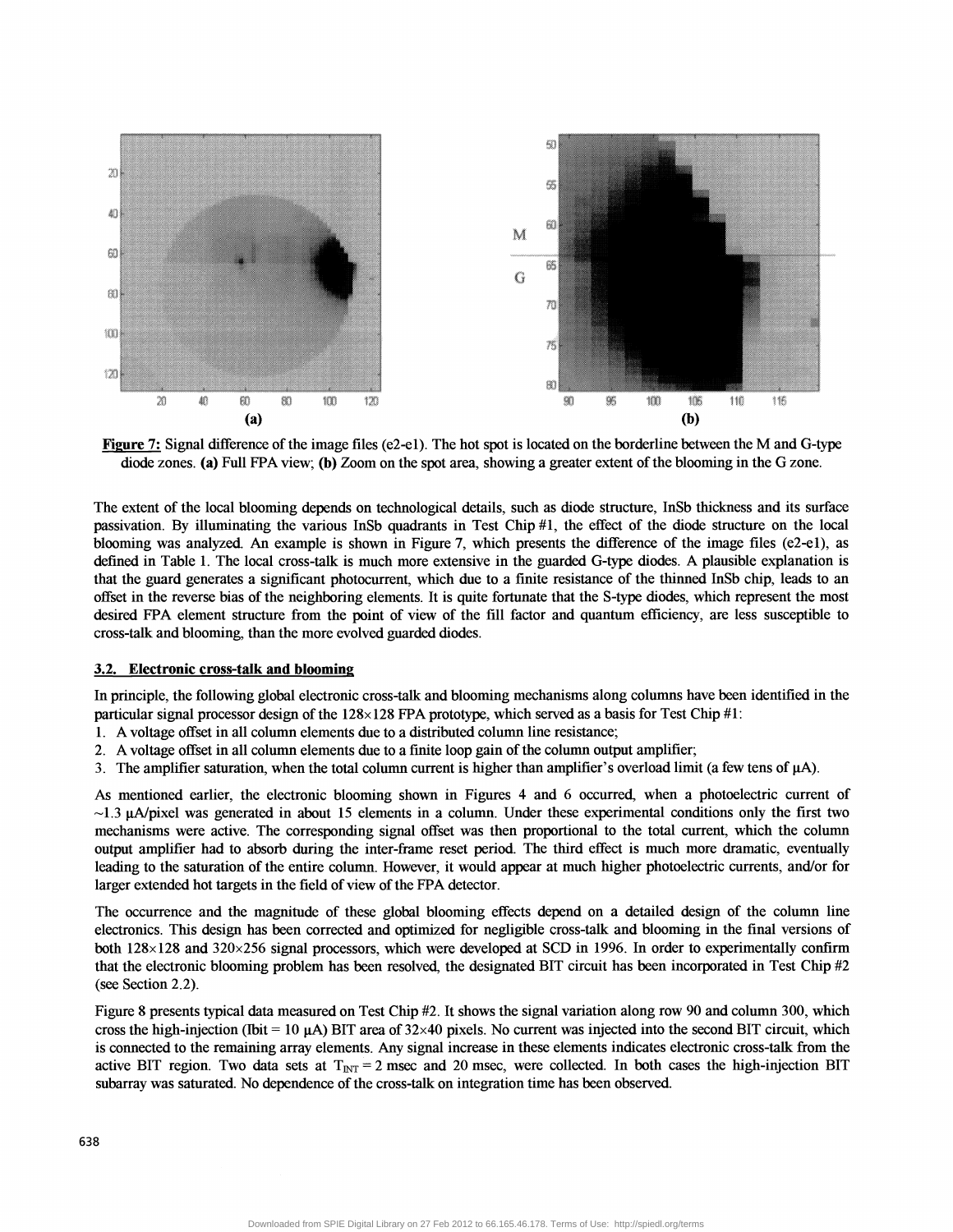**Figure 7:** Signal difference of the image files (e2-e1). The hot spot is located on the borderline between the M and G-type diode zones. **(a)** Full FPA view; **(b)** Zoom on the spot area, showing a greater extent of the blooming in the G zone.

The extent of the local blooming depends on technological details, such as diode structure, InSb thickness and its surface passivation. By illuminating the various InSb quadrants in Test Chip #1, the effect of the diode structure on the local blooming was analyzed. An example is shown in Figure 7, which presents the difference of the image files (e2-e1), as defined in Table 1. The local cross-talk is much more extensive in the guarded G-type diodes. A plausible explanation is that the guard generates a significant photocurrent, which due to a finite resistance of the thinned InSb chip, leads to an offset in the reverse bias of the neighboring elements. It is quite fortunate that the S-type diodes, which represent the most desired FPA element structure from the point of view of the fill factor and quantum efficiency, are less susceptible to cross-talk and blooming, than the more evolved guarded diodes.

### 3.2. Electronic cross-talk and blooming

In principle, the following global electronic cross-talk and blooming mechanisms along columns have been identified in the particular signal processor design of the 128×128 FPA prototype, which served as a basis for Test Chip #1:

1. A voltage offset in all column elements due to a distributed column line resistance;
2. A voltage offset in all column elements due to a finite loop gain of the column output amplifier;
3. The amplifier saturation, when the total column current is higher than amplifier's overload limit (a few tens of μA).

As mentioned earlier, the electronic blooming shown in Figures 4 and 6 occurred, when a photoelectric current of ~1.3 μA/pixel was generated in about 15 elements in a column. Under these experimental conditions only the first two mechanisms were active. The corresponding signal offset was then proportional to the total current, which the column output amplifier had to absorb during the inter-frame reset period. The third effect is much more dramatic, eventually leading to the saturation of the entire column. However, it would appear at much higher photoelectric currents, and/or for larger extended hot targets in the field of view of the FPA detector.

The occurrence and the magnitude of these global blooming effects depend on a detailed design of the column line electronics. This design has been corrected and optimized for negligible cross-talk and blooming in the final versions of both 128×128 and 320×256 signal processors, which were developed at SCD in 1996. In order to experimentally confirm that the electronic blooming problem has been resolved, the designated BIT circuit has been incorporated in Test Chip #2 (see Section 2.2).

Figure 8 presents typical data measured on Test Chip #2. It shows the signal variation along row 90 and column 300, which cross the high-injection (Ibit = 10 μA) BIT area of 32×40 pixels. No current was injected into the second BIT circuit, which is connected to the remaining array elements. Any signal increase in these elements indicates electronic cross-talk from the active BIT region. Two data sets at $T_{INT}$ = 2 msec and 20 msec, were collected. In both cases the high-injection BIT subarray was saturated. No dependence of the cross-talk on integration time has been observed.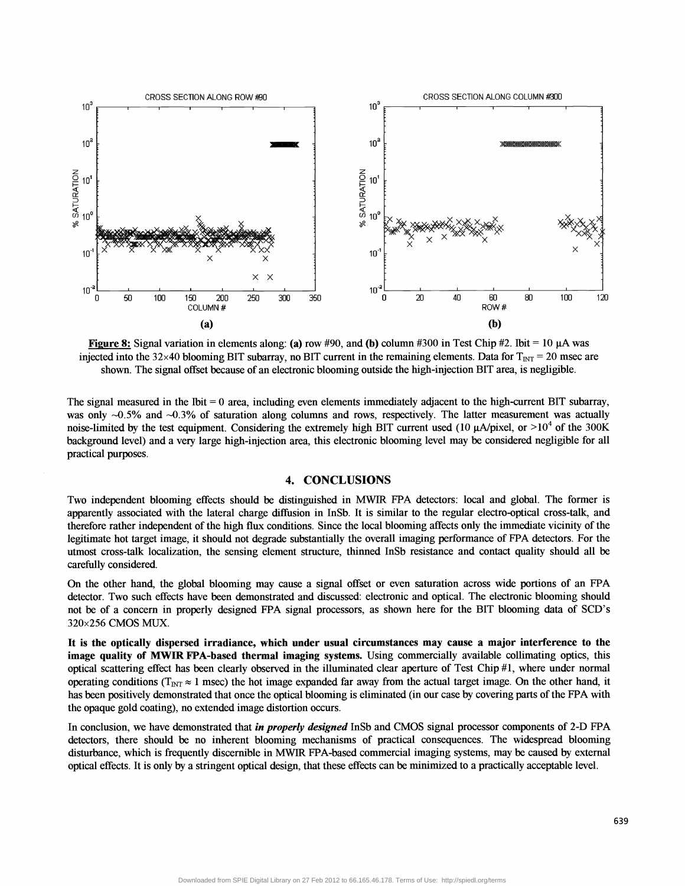CROSS SECTION ALONG ROW #90

$10^3$
$10^2$
$10^1$
$10^0$
$10^{-1}$
$10^{-2}$

% SATURATION

0 50 100 150 200 250 300 350

COLUMN #

(a)

CROSS SECTION ALONG COLUMN #300

$10^3$
$10^2$
$10^1$
$10^0$
$10^{-1}$
$10^{-2}$

% SATURATION

0 20 40 60 80 100 120

ROW #

(b)

**Figure 8:** Signal variation in elements along: **(a)** row #90, and **(b)** column #300 in Test Chip #2. Ibit = 10 μA was injected into the 32×40 blooming BIT subarray, no BIT current in the remaining elements. Data for $T_{INT}$ = 20 msec are shown. The signal offset because of an electronic blooming outside the high-injection BIT area, is negligible.

The signal measured in the Ibit = 0 area, including even elements immediately adjacent to the high-current BIT subarray, was only ~0.5% and ~0.3% of saturation along columns and rows, respectively. The latter measurement was actually noise-limited by the test equipment. Considering the extremely high BIT current used (10 μA/pixel, or >$10^4$ of the 300K background level) and a very large high-injection area, this electronic blooming level may be considered negligible for all practical purposes.

## 4. CONCLUSIONS

Two independent blooming effects should be distinguished in MWIR FPA detectors: local and global. The former is apparently associated with the lateral charge diffusion in InSb. It is similar to the regular electro-optical cross-talk, and therefore rather independent of the high flux conditions. Since the local blooming affects only the immediate vicinity of the legitimate hot target image, it should not degrade substantially the overall imaging performance of FPA detectors. For the utmost cross-talk localization, the sensing element structure, thinned InSb resistance and contact quality should all be carefully considered.

On the other hand, the global blooming may cause a signal offset or even saturation across wide portions of an FPA detector. Two such effects have been demonstrated and discussed: electronic and optical. The electronic blooming should not be of a concern in properly designed FPA signal processors, as shown here for the BIT blooming data of SCD's 320×256 CMOS MUX.

**It is the optically dispersed irradiance, which under usual circumstances may cause a major interference to the image quality of MWIR FPA-based thermal imaging systems.** Using commercially available collimating optics, this optical scattering effect has been clearly observed in the illuminated clear aperture of Test Chip #1, where under normal operating conditions ($T_{INT} \approx 1$ msec) the hot image expanded far away from the actual target image. On the other hand, it has been positively demonstrated that once the optical blooming is eliminated (in our case by covering parts of the FPA with the opaque gold coating), no extended image distortion occurs.

In conclusion, we have demonstrated that ***in properly designed*** InSb and CMOS signal processor components of 2-D FPA detectors, there should be no inherent blooming mechanisms of practical consequences. The widespread blooming disturbance, which is frequently discernible in MWIR FPA-based commercial imaging systems, may be caused by external optical effects. It is only by a stringent optical design, that these effects can be minimized to a practically acceptable level.